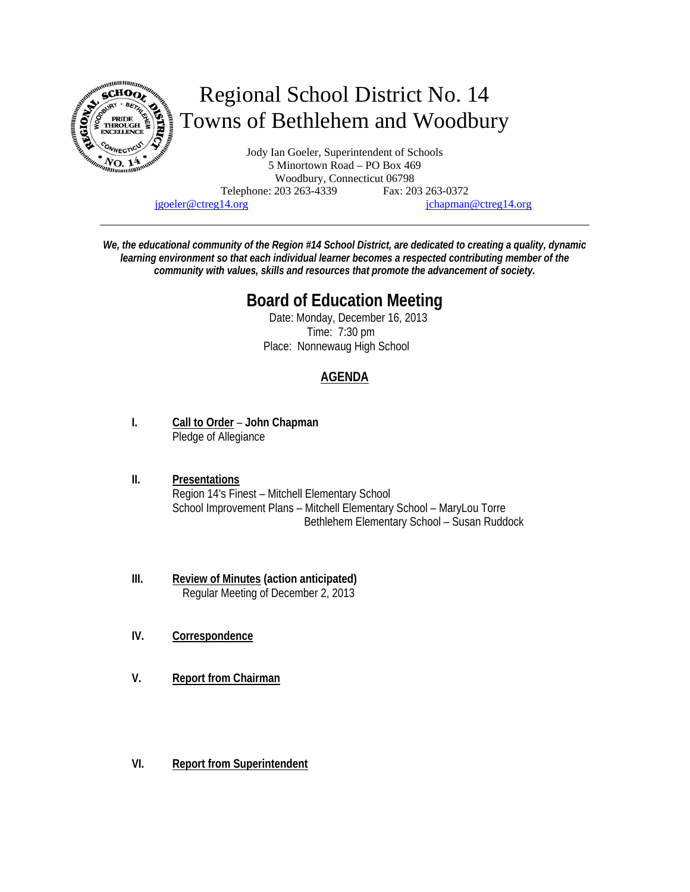# Regional School District No. 14
# Towns of Bethlehem and Woodbury

Jody Ian Goeler, Superintendent of Schools
5 Minortown Road – PO Box 469
Woodbury, Connecticut 06798
Telephone: 203 263-4339 Fax: 203 263-0372
jgoeler@ctreg14.org jchapman@ctreg14.org

---

***We, the educational community of the Region #14 School District, are dedicated to creating a quality, dynamic learning environment so that each individual learner becomes a respected contributing member of the community with values, skills and resources that promote the advancement of society.***

## Board of Education Meeting

Date: Monday, December 16, 2013
Time: 7:30 pm
Place: Nonnewaug High School

### AGENDA

**I. Call to Order – John Chapman**
Pledge of Allegiance

**II. Presentations**
Region 14's Finest – Mitchell Elementary School
School Improvement Plans – Mitchell Elementary School – MaryLou Torre
Bethlehem Elementary School – Susan Ruddock

**III. Review of Minutes (action anticipated)**
Regular Meeting of December 2, 2013

**IV. Correspondence**

**V. Report from Chairman**

**VI. Report from Superintendent**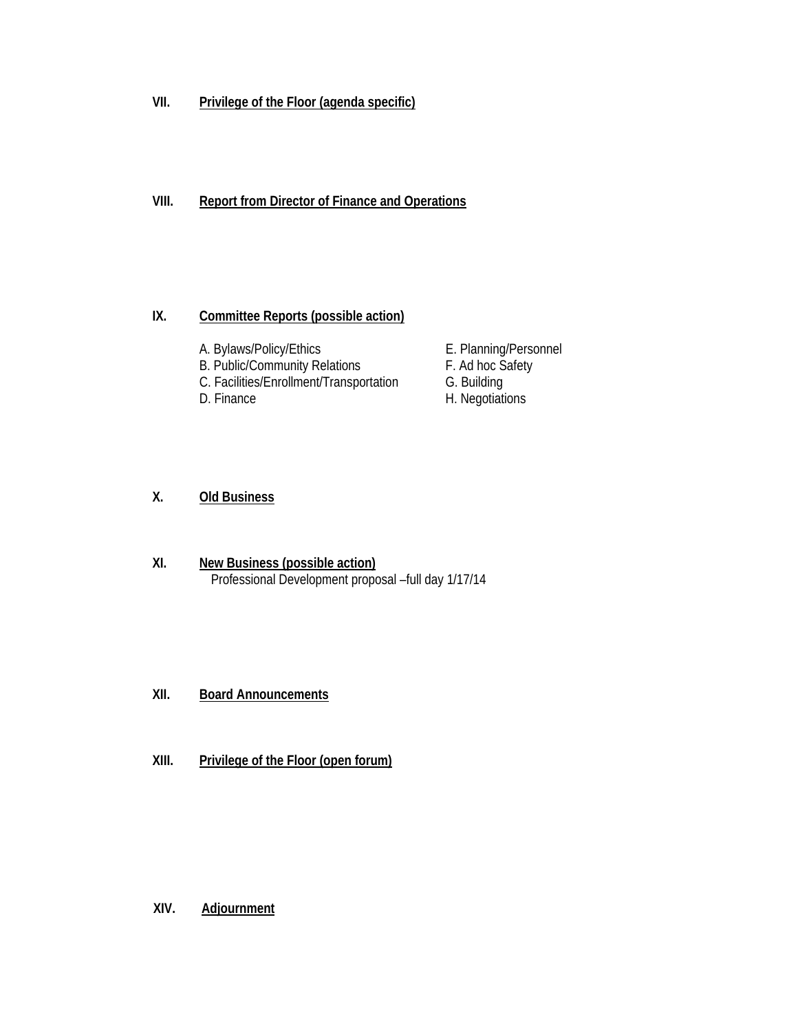**VII. Privilege of the Floor (agenda specific)**

**VIII. Report from Director of Finance and Operations**

**IX. Committee Reports (possible action)**

A. Bylaws/Policy/Ethics
B. Public/Community Relations
C. Facilities/Enrollment/Transportation
D. Finance
E. Planning/Personnel
F. Ad hoc Safety
G. Building
H. Negotiations

**X. Old Business**

**XI. New Business (possible action)**

Professional Development proposal –full day 1/17/14

**XII. Board Announcements**

**XIII. Privilege of the Floor (open forum)**

**XIV. Adjournment**